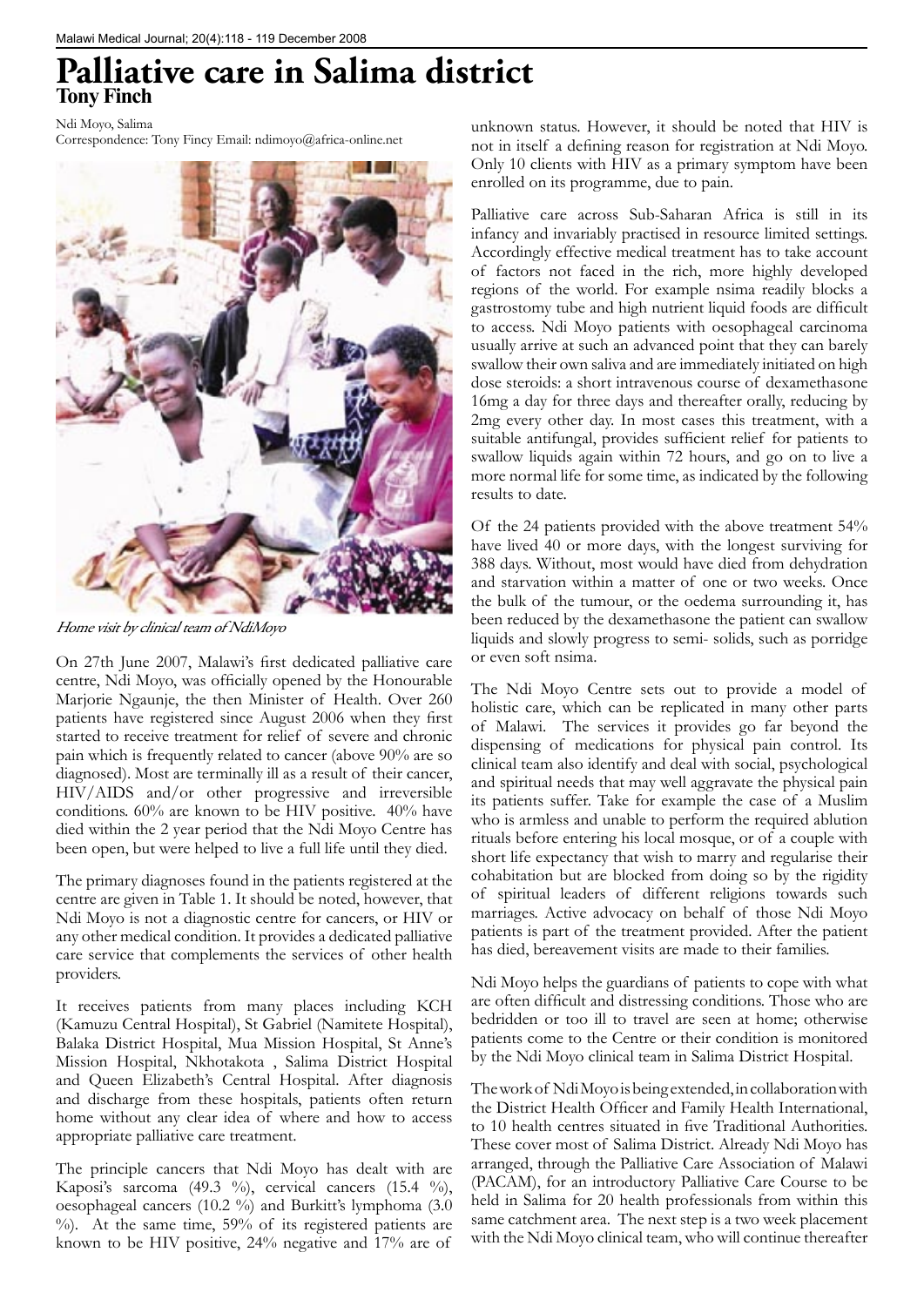# Palliative care in Salima district

## Tony Finch

Ndi Moyo, Salima
Correspondence: Tony Fincy Email: ndimoyo@africa-online.net

*Home visit by clinical team of NdiMoyo*

On 27th June 2007, Malawi's first dedicated palliative care centre, Ndi Moyo, was officially opened by the Honourable Marjorie Ngaunje, the then Minister of Health. Over 260 patients have registered since August 2006 when they first started to receive treatment for relief of severe and chronic pain which is frequently related to cancer (above 90% are so diagnosed). Most are terminally ill as a result of their cancer, HIV/AIDS and/or other progressive and irreversible conditions. 60% are known to be HIV positive. 40% have died within the 2 year period that the Ndi Moyo Centre has been open, but were helped to live a full life until they died.

The primary diagnoses found in the patients registered at the centre are given in Table 1. It should be noted, however, that Ndi Moyo is not a diagnostic centre for cancers, or HIV or any other medical condition. It provides a dedicated palliative care service that complements the services of other health providers.

It receives patients from many places including KCH (Kamuzu Central Hospital), St Gabriel (Namitete Hospital), Balaka District Hospital, Mua Mission Hospital, St Anne's Mission Hospital, Nkhotakota , Salima District Hospital and Queen Elizabeth's Central Hospital. After diagnosis and discharge from these hospitals, patients often return home without any clear idea of where and how to access appropriate palliative care treatment.

The principle cancers that Ndi Moyo has dealt with are Kaposi's sarcoma (49.3 %), cervical cancers (15.4 %), oesophageal cancers (10.2 %) and Burkitt's lymphoma (3.0 %). At the same time, 59% of its registered patients are known to be HIV positive, 24% negative and 17% are of unknown status. However, it should be noted that HIV is not in itself a defining reason for registration at Ndi Moyo. Only 10 clients with HIV as a primary symptom have been enrolled on its programme, due to pain.

Palliative care across Sub-Saharan Africa is still in its infancy and invariably practised in resource limited settings. Accordingly effective medical treatment has to take account of factors not faced in the rich, more highly developed regions of the world. For example nsima readily blocks a gastrostomy tube and high nutrient liquid foods are difficult to access. Ndi Moyo patients with oesophageal carcinoma usually arrive at such an advanced point that they can barely swallow their own saliva and are immediately initiated on high dose steroids: a short intravenous course of dexamethasone 16mg a day for three days and thereafter orally, reducing by 2mg every other day. In most cases this treatment, with a suitable antifungal, provides sufficient relief for patients to swallow liquids again within 72 hours, and go on to live a more normal life for some time, as indicated by the following results to date.

Of the 24 patients provided with the above treatment 54% have lived 40 or more days, with the longest surviving for 388 days. Without, most would have died from dehydration and starvation within a matter of one or two weeks. Once the bulk of the tumour, or the oedema surrounding it, has been reduced by the dexamethasone the patient can swallow liquids and slowly progress to semi- solids, such as porridge or even soft nsima.

The Ndi Moyo Centre sets out to provide a model of holistic care, which can be replicated in many other parts of Malawi. The services it provides go far beyond the dispensing of medications for physical pain control. Its clinical team also identify and deal with social, psychological and spiritual needs that may well aggravate the physical pain its patients suffer. Take for example the case of a Muslim who is armless and unable to perform the required ablution rituals before entering his local mosque, or of a couple with short life expectancy that wish to marry and regularise their cohabitation but are blocked from doing so by the rigidity of spiritual leaders of different religions towards such marriages. Active advocacy on behalf of those Ndi Moyo patients is part of the treatment provided. After the patient has died, bereavement visits are made to their families.

Ndi Moyo helps the guardians of patients to cope with what are often difficult and distressing conditions. Those who are bedridden or too ill to travel are seen at home; otherwise patients come to the Centre or their condition is monitored by the Ndi Moyo clinical team in Salima District Hospital.

The work of Ndi Moyo is being extended, in collaboration with the District Health Officer and Family Health International, to 10 health centres situated in five Traditional Authorities. These cover most of Salima District. Already Ndi Moyo has arranged, through the Palliative Care Association of Malawi (PACAM), for an introductory Palliative Care Course to be held in Salima for 20 health professionals from within this same catchment area. The next step is a two week placement with the Ndi Moyo clinical team, who will continue thereafter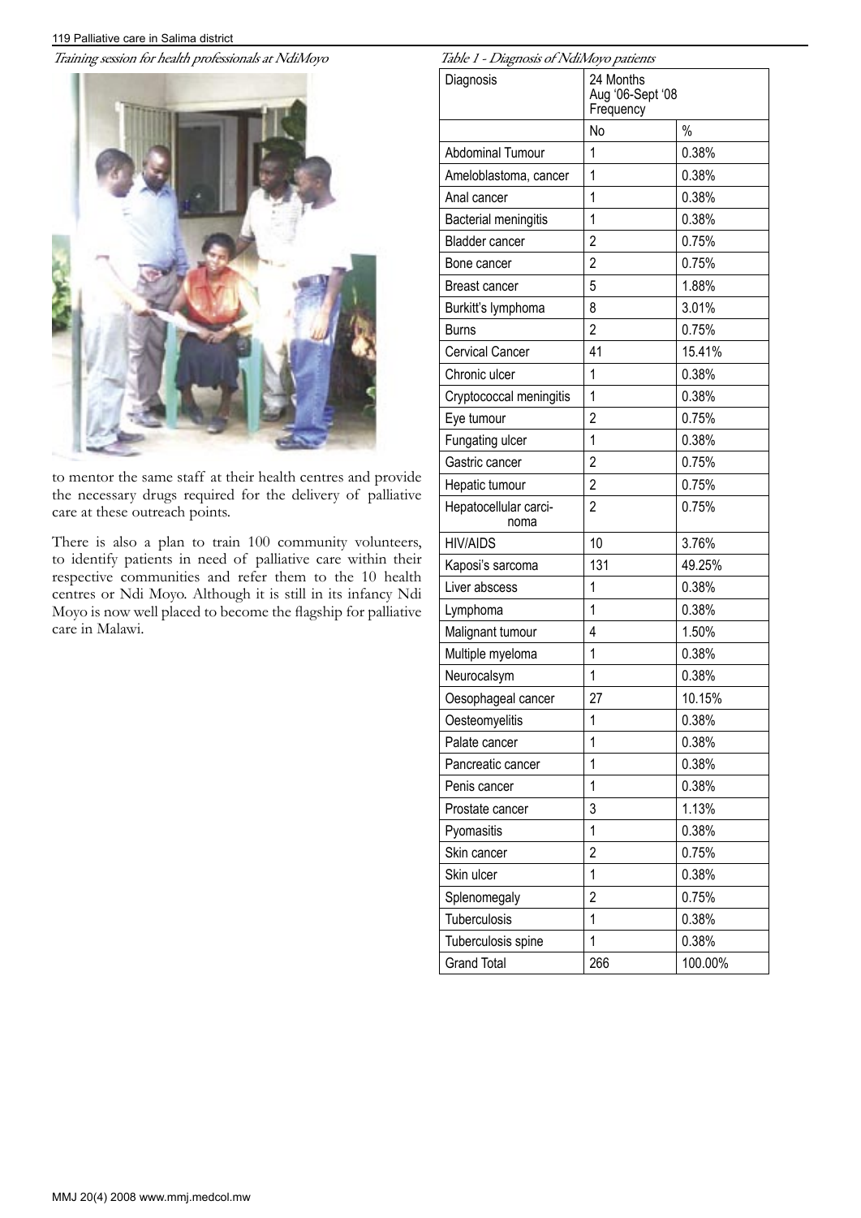*Training session for health professionals at NdiMoyo*

to mentor the same staff at their health centres and provide the necessary drugs required for the delivery of palliative care at these outreach points.

There is also a plan to train 100 community volunteers, to identify patients in need of palliative care within their respective communities and refer them to the 10 health centres or Ndi Moyo. Although it is still in its infancy Ndi Moyo is now well placed to become the flagship for palliative care in Malawi.

*Table 1 - Diagnosis of NdiMoyo patients*

| Diagnosis | 24 Months Aug '06-Sept '08 Frequency | |
|---|---|---|
| | No | % |
| Abdominal Tumour | 1 | 0.38% |
| Ameloblastoma, cancer | 1 | 0.38% |
| Anal cancer | 1 | 0.38% |
| Bacterial meningitis | 1 | 0.38% |
| Bladder cancer | 2 | 0.75% |
| Bone cancer | 2 | 0.75% |
| Breast cancer | 5 | 1.88% |
| Burkitt's lymphoma | 8 | 3.01% |
| Burns | 2 | 0.75% |
| Cervical Cancer | 41 | 15.41% |
| Chronic ulcer | 1 | 0.38% |
| Cryptococcal meningitis | 1 | 0.38% |
| Eye tumour | 2 | 0.75% |
| Fungating ulcer | 1 | 0.38% |
| Gastric cancer | 2 | 0.75% |
| Hepatic tumour | 2 | 0.75% |
| Hepatocellular carcinoma | 2 | 0.75% |
| HIV/AIDS | 10 | 3.76% |
| Kaposi's sarcoma | 131 | 49.25% |
| Liver abscess | 1 | 0.38% |
| Lymphoma | 1 | 0.38% |
| Malignant tumour | 4 | 1.50% |
| Multiple myeloma | 1 | 0.38% |
| Neurocalsym | 1 | 0.38% |
| Oesophageal cancer | 27 | 10.15% |
| Oesteomyelitis | 1 | 0.38% |
| Palate cancer | 1 | 0.38% |
| Pancreatic cancer | 1 | 0.38% |
| Penis cancer | 1 | 0.38% |
| Prostate cancer | 3 | 1.13% |
| Pyomasitis | 1 | 0.38% |
| Skin cancer | 2 | 0.75% |
| Skin ulcer | 1 | 0.38% |
| Splenomegaly | 2 | 0.75% |
| Tuberculosis | 1 | 0.38% |
| Tuberculosis spine | 1 | 0.38% |
| Grand Total | 266 | 100.00% |